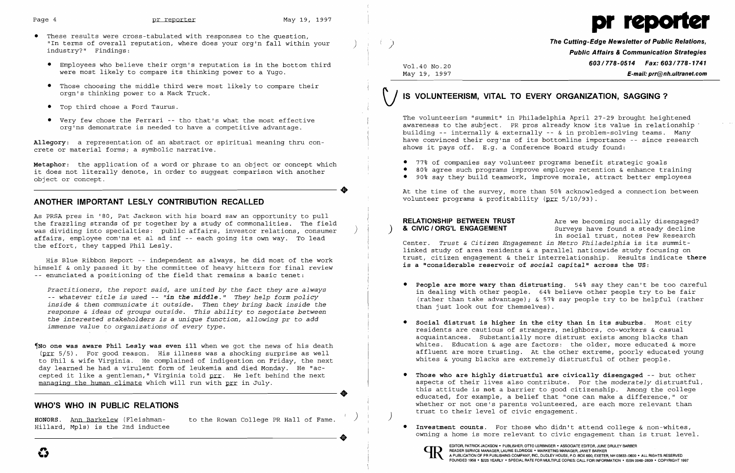- These results were cross-tabulated with responses to the question, "In terms of overall reputation, where does your org'n fall within your industry?" Findings:
  - Employees who believe their orgn's reputation is in the bottom third were most likely to compare its thinking power to a Yugo.
  - Those choosing the middle third were most likely to compare their orgn's thinking power to a Mack Truck.
  - Top third chose a Ford Taurus.
  - Very few chose the Ferrari -- tho that's what the most effective org'ns demonstrate is needed to have a competitive advantage.

**Allegory:** a representation of an abstract or spiritual meaning thru concrete or material forms; a symbolic narrative.

**Metaphor:** the application of a word or phrase to an object or concept which it does not literally denote, in order to suggest comparison with another object or concept.

## ANOTHER IMPORTANT LESLY CONTRIBUTION RECALLED

As PRSA pres in '80, Pat Jackson with his board saw an opportunity to pull the frazzling strands of pr together by a study of commonalities. The field was dividing into specialties: public affairs, investor relations, consumer affairs, employee com'ns et al ad inf -- each going its own way. To lead the effort, they tapped Phil Lesly.

His Blue Ribbon Report -- independent as always, he did most of the work himself & only passed it by the committee of heavy hitters for final review -- enunciated a positioning of the field that remains a basic tenet:

*Practitioners, the report said, are united by the fact they are always -- whatever title is used -- **"in the middle."** They help form policy inside & then communicate it outside. Then they bring back inside the response & ideas of groups outside. This ability to negotiate between the interested stakeholders is a unique function, allowing pr to add immense value to organizations of every type.*

¶**No one was aware Phil Lesly was even ill** when we got the news of his death (prr 5/5). For good reason. His illness was a shocking surprise as well to Phil & wife Virginia. He complained of indigestion on Friday, the next day learned he had a virulent form of leukemia and died Monday. He "accepted it like a gentleman," Virginia told prr. He left behind the next managing the human climate which will run with prr in July.

## WHO'S WHO IN PUBLIC RELATIONS

**HONORS.** Ann Barkelew (Fleishman-Hillard, Mpls) is the 2nd inductee to the Rowan College PR Hall of Fame.

# pr reporter

**The Cutting-Edge Newsletter of Public Relations, Public Affairs & Communication Strategies**

Vol.40 No.20
May 19, 1997

**603/778-0514 Fax: 603/778-1741**
**E-mail: prr@nh.ultranet.com**

## IS VOLUNTEERISM, VITAL TO EVERY ORGANIZATION, SAGGING?

The volunteerism "summit" in Philadelphia April 27-29 brought heightened awareness to the subject. PR pros already know its value in relationship building -- internally & externally -- & in problem-solving teams. Many have convinced their org'ns of its bottomline importance -- since research shows it pays off. E.g. a Conference Board study found:

- 77% of companies say volunteer programs benefit strategic goals
- 80% agree such programs improve employee retention & enhance training
- 90% say they build teamwork, improve morale, attract better employees

At the time of the survey, more than 50% acknowledged a connection between volunteer programs & profitability (prr 5/10/93).

**RELATIONSHIP BETWEEN TRUST & CIVIC / ORG'L ENGAGEMENT** Are we becoming socially disengaged? Surveys have found a steady decline in social trust, notes Pew Research Center. *Trust & Citizen Engagement in Metro Philadelphia* is its summit-linked study of area residents & a parallel nationwide study focusing on trust, citizen engagement & their interrelationship. Results indicate **there is a "considerable reservoir of *social capital*" across the US:**

- **People are more wary than distrusting.** 54% say they can't be too careful in dealing with other people. 64% believe other people try to be fair (rather than take advantage); & 57% say people try to be helpful (rather than just look out for themselves).
- **Social distrust is higher in the city than in its suburbs.** Most city residents are cautious of strangers, neighbors, co-workers & casual acquaintances. Substantially more distrust exists among blacks than whites. Education & age are factors: the older, more educated & more affluent are more trusting. At the other extreme, poorly educated young whites & young blacks are extremely distrustful of other people.
- **Those who are highly distrustful are civically disengaged** -- but other aspects of their lives also contribute. For the *moderately* distrustful, this attitude is **not** a barrier to good citizenship. Among the college educated, for example, a belief that "one can make a difference," or whether or not one's parents volunteered, are each more relevant than trust to their level of civic engagement.
- **Investment counts.** For those who didn't attend college & non-whites, owning a home is more relevant to civic engagement than is trust level.

EDITOR, PATRICK JACKSON • PUBLISHER, OTTO LERBINGER • ASSOCIATE EDITOR, JUNE DRULEY BARBER
READER SERVICE MANAGER, LAURIE ELDRIDGE • MARKETING MANAGER, JANET BARKER
A PUBLICATION OF PR PUBLISHING COMPANY, INC., DUDLEY HOUSE, P.O. BOX 600, EXETER, NH 03833-0600 • ALL RIGHTS RESERVED
FOUNDED 1958 • $225 YEARLY • SPECIAL RATE FOR MULTIPLE COPIES: CALL FOR INFORMATION • ISSN 0048-2609 • COPYRIGHT 1997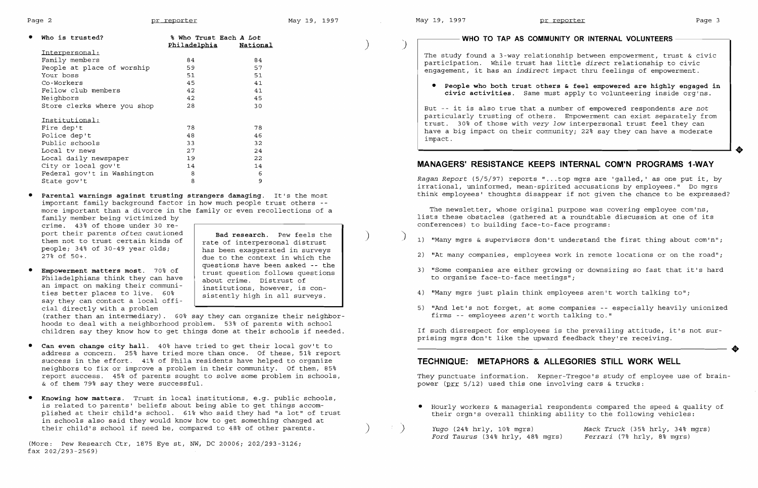- **Who is trusted?**

| | % Who Trust Each *A Lot* | |
|---|---|---|
| | Philadelphia | National |
| Interpersonal: | | |
| Family members | 84 | 84 |
| People at place of worship | 59 | 57 |
| Your boss | 51 | 51 |
| Co-Workers | 45 | 41 |
| Fellow club members | 42 | 41 |
| Neighbors | 42 | 45 |
| Store clerks where you shop | 28 | 30 |
| Institutional: | | |
| Fire dep't | 78 | 78 |
| Police dep't | 48 | 46 |
| Public schools | 33 | 32 |
| Local tv news | 27 | 24 |
| Local daily newspaper | 19 | 22 |
| City or local gov't | 14 | 14 |
| Federal gov't in Washington | 8 | 6 |
| State gov't | 8 | 9 |

- **Parental warnings against trusting strangers damaging.** It's the most important family background factor in how much people trust others -- more important than a divorce in the family or even recollections of a family member being victimized by crime. 43% of those under 30 report their parents *often* cautioned them not to trust certain kinds of people; 34% of 30-49 year olds; 27% of 50+.

- **Empowerment matters most.** 70% of Philadelphians think they can have an impact on making their communities better places to live. 60% say they can contact a local official directly with a problem (rather than an intermediary). 60% say they can organize their neighborhoods to deal with a neighborhood problem. 53% of parents with school children say they know how to get things done at their schools if needed.

> **Bad research.** Pew feels the rate of interpersonal distrust has been exaggerated in surveys due to the context in which the questions have been asked -- the trust question follows questions about crime. Distrust of institutions, however, is consistently high in all surveys.

- **Can even change city hall.** 40% have tried to get their local gov't to address a concern. 25% have tried more than once. Of these, 51% report success in the effort. 41% of Phila residents have helped to organize neighbors to fix or improve a problem in their community. Of them, 85% report success. 45% of parents sought to solve some problem in schools, & of them 79% say they were successful.

- **Knowing how matters.** Trust in local institutions, e.g. public schools, is related to parents' beliefs about being able to get things accomplished at their child's school. 61% who said they had "a lot" of trust in schools also said they would know how to get something changed at their child's school if need be, compared to 48% of other parents.

(More: Pew Research Ctr, 1875 Eye st, NW, DC 20006; 202/293-3126; fax 202/293-2569)

## WHO TO TAP AS COMMUNITY OR INTERNAL VOLUNTEERS

The study found a 3-way relationship between empowerment, trust & civic participation. While trust has little *direct* relationship to civic engagement, it has an *indirect* impact thru feelings of empowerment.

- **People who both trust others & feel empowered are highly engaged in civic activities.** Same must apply to volunteering inside org'ns.

But -- it is also true that a number of empowered respondents *are not* particularly trusting of others. Empowerment can exist separately from trust. 30% of those with *very low* interpersonal trust feel they can have a big impact on their community; 22% say they can have a moderate impact.

## MANAGERS' RESISTANCE KEEPS INTERNAL COM'N PROGRAMS 1-WAY

*Ragan Report* (5/5/97) reports "...top mgrs are 'galled,' as one put it, by irrational, uninformed, mean-spirited accusations by employees." Do mgrs think employees' thoughts disappear if not given the chance to be expressed?

The newsletter, whose original purpose was covering employee com'ns, lists these obstacles (gathered at a roundtable discussion at one of its conferences) to building face-to-face programs:

1) "Many mgrs & supervisors don't understand the first thing about com'n";

2) "At many companies, employees work in remote locations or on the road";

3) "Some companies are either growing or downsizing so fast that it's hard to organize face-to-face meetings";

4) "Many mgrs just plain think employees aren't worth talking to";

5) "And let's not forget, at some companies -- especially heavily unionized firms -- employees *aren't* worth talking to."

If such disrespect for employees is the prevailing attitude, it's not surprising mgrs don't like the upward feedback they're receiving.

## TECHNIQUE: METAPHORS & ALLEGORIES STILL WORK WELL

They punctuate information. Kepner-Tregoe's study of employee use of brainpower (prr 5/12) used this one involving cars & trucks:

- Hourly workers & managerial respondents compared the speed & quality of their orgn's overall thinking ability to the following vehicles:

*Yugo* (24% hrly, 10% mgrs)
*Ford Taurus* (34% hrly, 48% mgrs)
*Mack Truck* (35% hrly, 34% mgrs)
*Ferrari* (7% hrly, 8% mgrs)